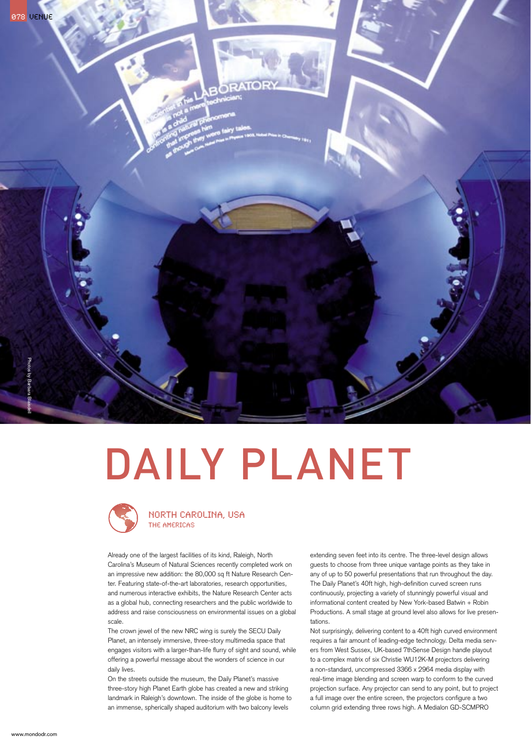# DAILY PLANET

NORTH CAROLINA, USA
THE AMERICAS

Photos by Barbara Blaisdell

Already one of the largest facilities of its kind, Raleigh, North Carolina's Museum of Natural Sciences recently completed work on an impressive new addition: the 80,000 sq ft Nature Research Center. Featuring state-of-the-art laboratories, research opportunities, and numerous interactive exhibits, the Nature Research Center acts as a global hub, connecting researchers and the public worldwide to address and raise consciousness on environmental issues on a global scale.

The crown jewel of the new NRC wing is surely the SECU Daily Planet, an intensely immersive, three-story multimedia space that engages visitors with a larger-than-life flurry of sight and sound, while offering a powerful message about the wonders of science in our daily lives.

On the streets outside the museum, the Daily Planet's massive three-story high Planet Earth globe has created a new and striking landmark in Raleigh's downtown. The inside of the globe is home to an immense, spherically shaped auditorium with two balcony levels extending seven feet into its centre. The three-level design allows guests to choose from three unique vantage points as they take in any of up to 50 powerful presentations that run throughout the day. The Daily Planet's 40ft high, high-definition curved screen runs continuously, projecting a variety of stunningly powerful visual and informational content created by New York-based Batwin + Robin Productions. A small stage at ground level also allows for live presentations.

Not surprisingly, delivering content to a 40ft high curved environment requires a fair amount of leading-edge technology. Delta media servers from West Sussex, UK-based 7thSense Design handle playout to a complex matrix of six Christie WU12K-M projectors delivering a non-standard, uncompressed 3366 x 2964 media display with real-time image blending and screen warp to conform to the curved projection surface. Any projector can send to any point, but to project a full image over the entire screen, the projectors configure a two column grid extending three rows high. A Medialon GD-SCMPRO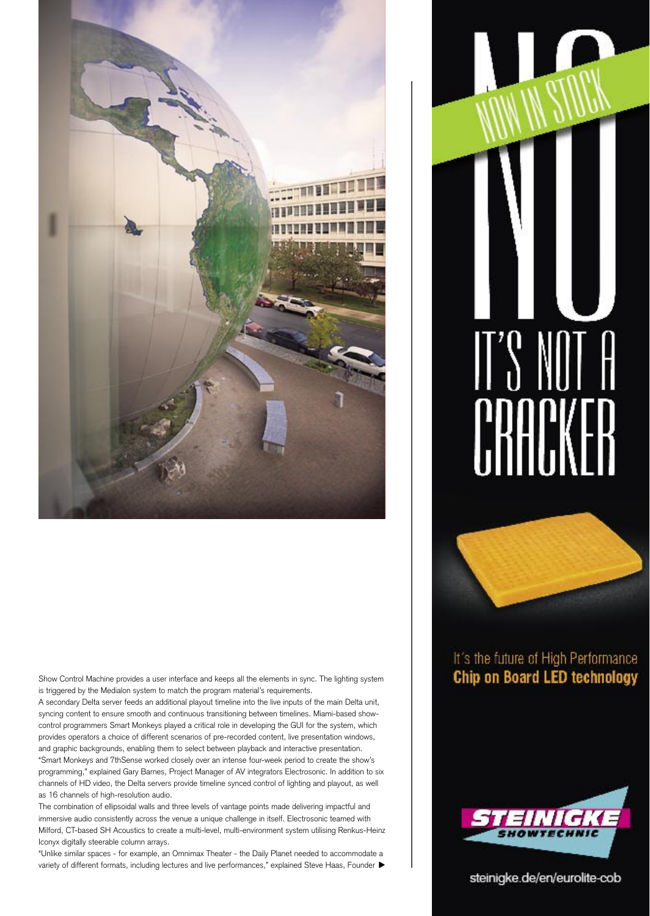Show Control Machine provides a user interface and keeps all the elements in sync. The lighting system is triggered by the Medialon system to match the program material's requirements.

A secondary Delta server feeds an additional playout timeline into the live inputs of the main Delta unit, syncing content to ensure smooth and continuous transitioning between timelines. Miami-based show-control programmers Smart Monkeys played a critical role in developing the GUI for the system, which provides operators a choice of different scenarios of pre-recorded content, live presentation windows, and graphic backgrounds, enabling them to select between playback and interactive presentation.

"Smart Monkeys and 7thSense worked closely over an intense four-week period to create the show's programming," explained Gary Barnes, Project Manager of AV integrators Electrosonic. In addition to six channels of HD video, the Delta servers provide timeline synced control of lighting and playout, as well as 16 channels of high-resolution audio.

The combination of ellipsoidal walls and three levels of vantage points made delivering impactful and immersive audio consistently across the venue a unique challenge in itself. Electrosonic teamed with Milford, CT-based SH Acoustics to create a multi-level, multi-environment system utilising Renkus-Heinz Iconyx digitally steerable column arrays.

"Unlike similar spaces - for example, an Omnimax Theater - the Daily Planet needed to accommodate a variety of different formats, including lectures and live performances," explained Steve Haas, Founder ▶

NO

NOW IN STOCK

IT'S NOT A CRACKER

It´s the future of High Performance **Chip on Board LED technology**

STEINIGKE SHOWTECHNIC

steinigke.de/en/eurolite-cob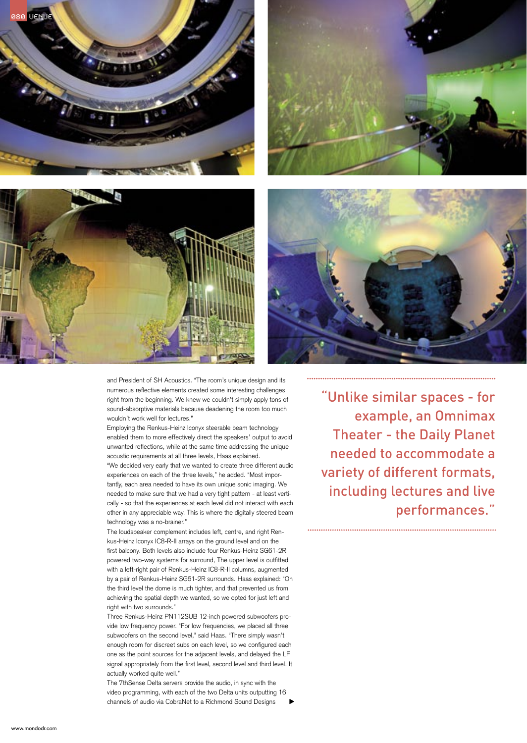and President of SH Acoustics. "The room's unique design and its numerous reflective elements created some interesting challenges right from the beginning. We knew we couldn't simply apply tons of sound-absorptive materials because deadening the room too much wouldn't work well for lectures."

Employing the Renkus-Heinz Iconyx steerable beam technology enabled them to more effectively direct the speakers' output to avoid unwanted reflections, while at the same time addressing the unique acoustic requirements at all three levels, Haas explained.

"We decided very early that we wanted to create three different audio experiences on each of the three levels," he added. "Most importantly, each area needed to have its own unique sonic imaging. We needed to make sure that we had a very tight pattern - at least vertically - so that the experiences at each level did not interact with each other in any appreciable way. This is where the digitally steered beam technology was a no-brainer."

The loudspeaker complement includes left, centre, and right Renkus-Heinz Iconyx IC8-R-II arrays on the ground level and on the first balcony. Both levels also include four Renkus-Heinz SG61-2R powered two-way systems for surround, The upper level is outfitted with a left-right pair of Renkus-Heinz IC8-R-II columns, augmented by a pair of Renkus-Heinz SG61-2R surrounds. Haas explained: "On the third level the dome is much tighter, and that prevented us from achieving the spatial depth we wanted, so we opted for just left and right with two surrounds."

Three Renkus-Heinz PN112SUB 12-inch powered subwoofers provide low frequency power. "For low frequencies, we placed all three subwoofers on the second level," said Haas. "There simply wasn't enough room for discreet subs on each level, so we configured each one as the point sources for the adjacent levels, and delayed the LF signal appropriately from the first level, second level and third level. It actually worked quite well."

The 7thSense Delta servers provide the audio, in sync with the video programming, with each of the two Delta units outputting 16 channels of audio via CobraNet to a Richmond Sound Designs ▶

> "Unlike similar spaces - for example, an Omnimax Theater - the Daily Planet needed to accommodate a variety of different formats, including lectures and live performances."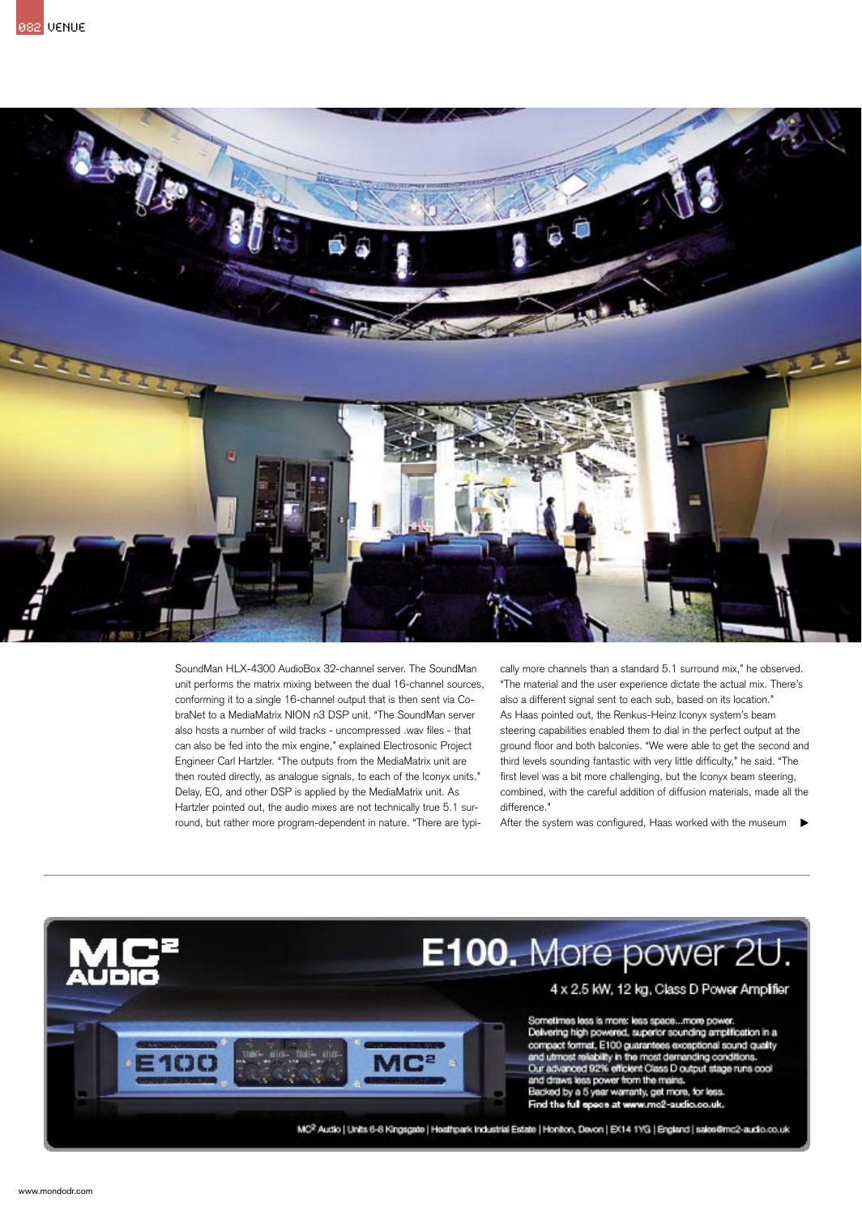SoundMan HLX-4300 AudioBox 32-channel server. The SoundMan unit performs the matrix mixing between the dual 16-channel sources, conforming it to a single 16-channel output that is then sent via CobraNet to a MediaMatrix NION n3 DSP unit. "The SoundMan server also hosts a number of wild tracks - uncompressed .wav files - that can also be fed into the mix engine," explained Electrosonic Project Engineer Carl Hartzler. "The outputs from the MediaMatrix unit are then routed directly, as analogue signals, to each of the Iconyx units." Delay, EQ, and other DSP is applied by the MediaMatrix unit. As Hartzler pointed out, the audio mixes are not technically true 5.1 surround, but rather more program-dependent in nature. "There are typically more channels than a standard 5.1 surround mix," he observed. "The material and the user experience dictate the actual mix. There's also a different signal sent to each sub, based on its location."

As Haas pointed out, the Renkus-Heinz Iconyx system's beam steering capabilities enabled them to dial in the perfect output at the ground floor and both balconies. "We were able to get the second and third levels sounding fantastic with very little difficulty," he said. "The first level was a bit more challenging, but the Iconyx beam steering, combined, with the careful addition of diffusion materials, made all the difference."

After the system was configured, Haas worked with the museum ▶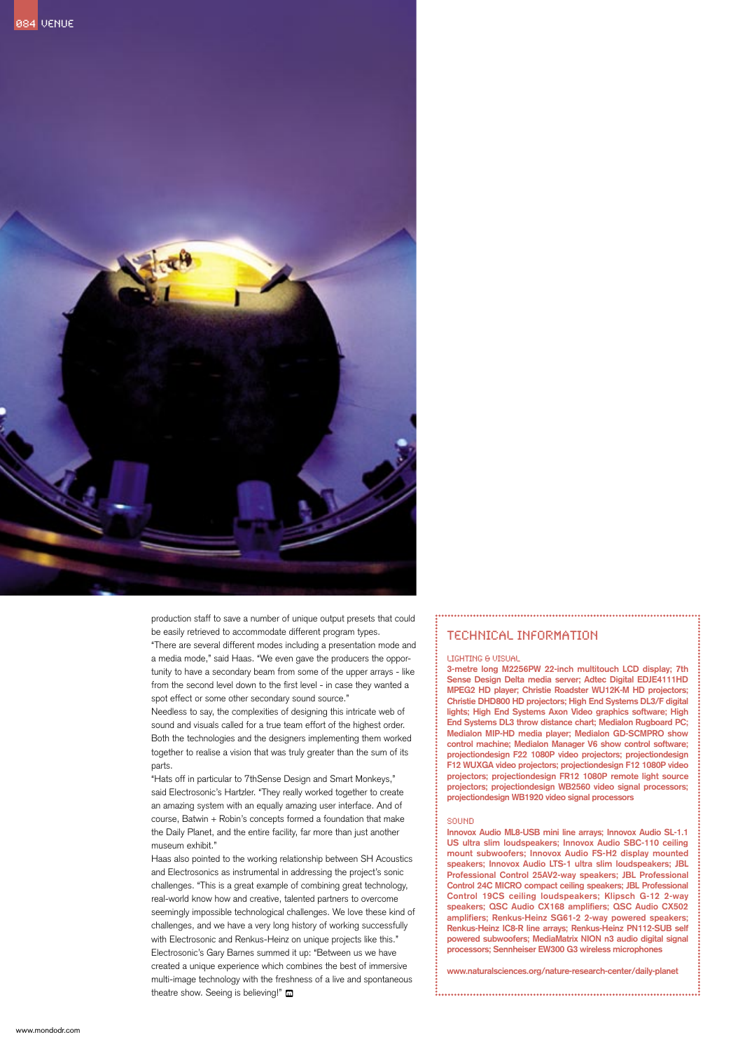production staff to save a number of unique output presets that could be easily retrieved to accommodate different program types.

"There are several different modes including a presentation mode and a media mode," said Haas. "We even gave the producers the opportunity to have a secondary beam from some of the upper arrays - like from the second level down to the first level - in case they wanted a spot effect or some other secondary sound source."

Needless to say, the complexities of designing this intricate web of sound and visuals called for a true team effort of the highest order. Both the technologies and the designers implementing them worked together to realise a vision that was truly greater than the sum of its parts.

"Hats off in particular to 7thSense Design and Smart Monkeys," said Electrosonic's Hartzler. "They really worked together to create an amazing system with an equally amazing user interface. And of course, Batwin + Robin's concepts formed a foundation that make the Daily Planet, and the entire facility, far more than just another museum exhibit."

Haas also pointed to the working relationship between SH Acoustics and Electrosonics as instrumental in addressing the project's sonic challenges. "This is a great example of combining great technology, real-world know how and creative, talented partners to overcome seemingly impossible technological challenges. We love these kind of challenges, and we have a very long history of working successfully with Electrosonic and Renkus-Heinz on unique projects like this."

Electrosonic's Gary Barnes summed it up: "Between us we have created a unique experience which combines the best of immersive multi-image technology with the freshness of a live and spontaneous theatre show. Seeing is believing!"

## TECHNICAL INFORMATION

### LIGHTING & VISUAL

**3-metre long M2256PW 22-inch multitouch LCD display; 7th Sense Design Delta media server; Adtec Digital EDJE4111HD MPEG2 HD player; Christie Roadster WU12K-M HD projectors; Christie DHD800 HD projectors; High End Systems DL3/F digital lights; High End Systems Axon Video graphics software; High End Systems DL3 throw distance chart; Medialon Rugboard PC; Medialon MIP-HD media player; Medialon GD-SCMPRO show control machine; Medialon Manager V6 show control software; projectiondesign F22 1080P video projectors; projectiondesign F12 WUXGA video projectors; projectiondesign F12 1080P video projectors; projectiondesign FR12 1080P remote light source projectors; projectiondesign WB2560 video signal processors; projectiondesign WB1920 video signal processors**

### SOUND

**Innovox Audio ML8-USB mini line arrays; Innovox Audio SL-1.1 US ultra slim loudspeakers; Innovox Audio SBC-110 ceiling mount subwoofers; Innovox Audio FS-H2 display mounted speakers; Innovox Audio LTS-1 ultra slim loudspeakers; JBL Professional Control 25AV2-way speakers; JBL Professional Control 24C MICRO compact ceiling speakers; JBL Professional Control 19CS ceiling loudspeakers; Klipsch G-12 2-way speakers; QSC Audio CX168 amplifiers; QSC Audio CX502 amplifiers; Renkus-Heinz SG61-2 2-way powered speakers; Renkus-Heinz IC8-R line arrays; Renkus-Heinz PN112-SUB self powered subwoofers; MediaMatrix NION n3 audio digital signal processors; Sennheiser EW300 G3 wireless microphones**

**www.naturalsciences.org/nature-research-center/daily-planet**